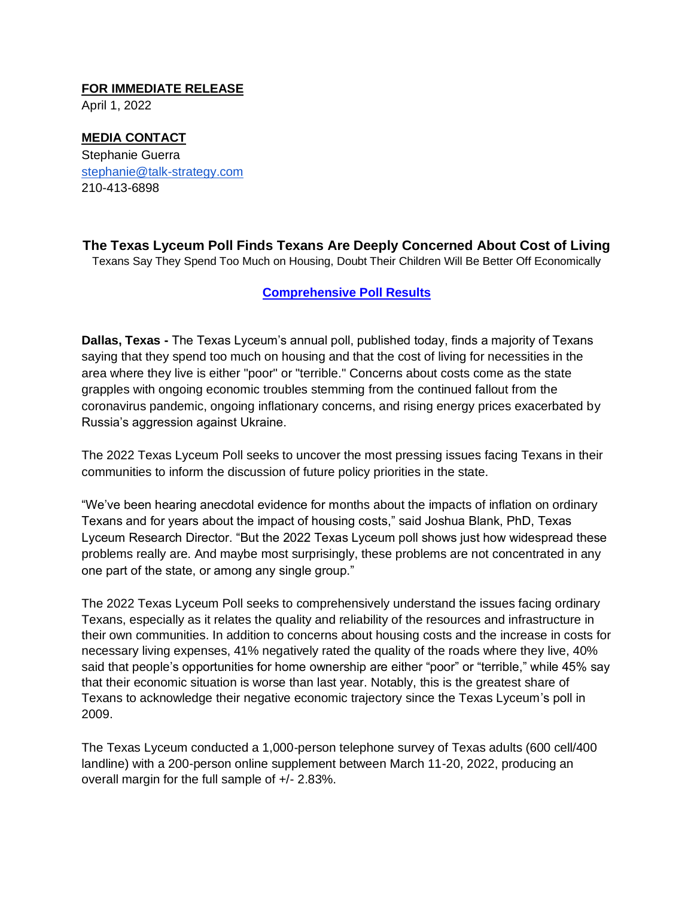**FOR IMMEDIATE RELEASE**
April 1, 2022

**MEDIA CONTACT**
Stephanie Guerra
stephanie@talk-strategy.com
210-413-6898

## The Texas Lyceum Poll Finds Texans Are Deeply Concerned About Cost of Living

Texans Say They Spend Too Much on Housing, Doubt Their Children Will Be Better Off Economically

**Comprehensive Poll Results**

**Dallas, Texas -** The Texas Lyceum's annual poll, published today, finds a majority of Texans saying that they spend too much on housing and that the cost of living for necessities in the area where they live is either "poor" or "terrible." Concerns about costs come as the state grapples with ongoing economic troubles stemming from the continued fallout from the coronavirus pandemic, ongoing inflationary concerns, and rising energy prices exacerbated by Russia's aggression against Ukraine.

The 2022 Texas Lyceum Poll seeks to uncover the most pressing issues facing Texans in their communities to inform the discussion of future policy priorities in the state.

"We've been hearing anecdotal evidence for months about the impacts of inflation on ordinary Texans and for years about the impact of housing costs," said Joshua Blank, PhD, Texas Lyceum Research Director. "But the 2022 Texas Lyceum poll shows just how widespread these problems really are. And maybe most surprisingly, these problems are not concentrated in any one part of the state, or among any single group."

The 2022 Texas Lyceum Poll seeks to comprehensively understand the issues facing ordinary Texans, especially as it relates the quality and reliability of the resources and infrastructure in their own communities. In addition to concerns about housing costs and the increase in costs for necessary living expenses, 41% negatively rated the quality of the roads where they live, 40% said that people's opportunities for home ownership are either "poor" or "terrible," while 45% say that their economic situation is worse than last year. Notably, this is the greatest share of Texans to acknowledge their negative economic trajectory since the Texas Lyceum's poll in 2009.

The Texas Lyceum conducted a 1,000-person telephone survey of Texas adults (600 cell/400 landline) with a 200-person online supplement between March 11-20, 2022, producing an overall margin for the full sample of +/- 2.83%.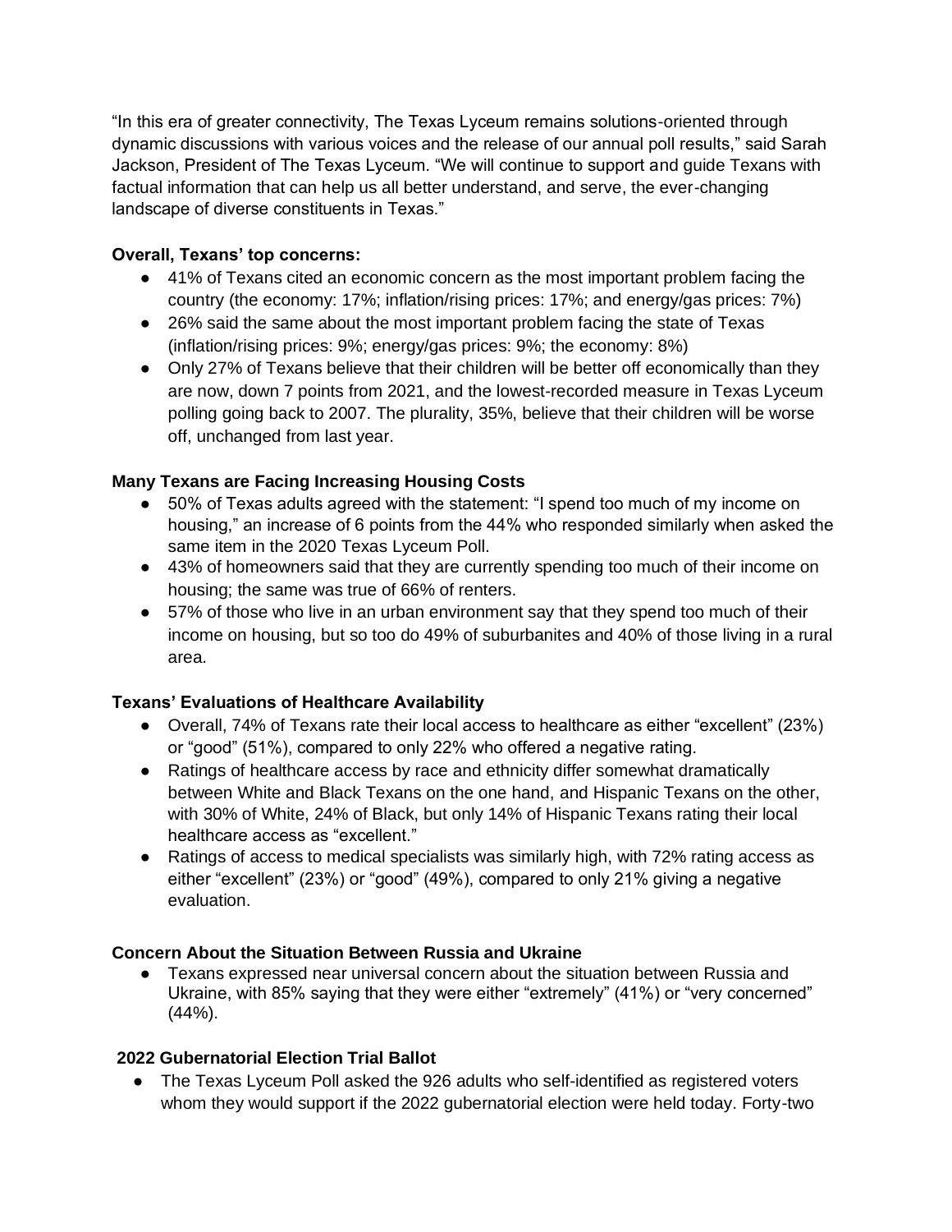"In this era of greater connectivity, The Texas Lyceum remains solutions-oriented through dynamic discussions with various voices and the release of our annual poll results," said Sarah Jackson, President of The Texas Lyceum. "We will continue to support and guide Texans with factual information that can help us all better understand, and serve, the ever-changing landscape of diverse constituents in Texas."

**Overall, Texans' top concerns:**

- 41% of Texans cited an economic concern as the most important problem facing the country (the economy: 17%; inflation/rising prices: 17%; and energy/gas prices: 7%)
- 26% said the same about the most important problem facing the state of Texas (inflation/rising prices: 9%; energy/gas prices: 9%; the economy: 8%)
- Only 27% of Texans believe that their children will be better off economically than they are now, down 7 points from 2021, and the lowest-recorded measure in Texas Lyceum polling going back to 2007. The plurality, 35%, believe that their children will be worse off, unchanged from last year.

**Many Texans are Facing Increasing Housing Costs**

- 50% of Texas adults agreed with the statement: "I spend too much of my income on housing," an increase of 6 points from the 44% who responded similarly when asked the same item in the 2020 Texas Lyceum Poll.
- 43% of homeowners said that they are currently spending too much of their income on housing; the same was true of 66% of renters.
- 57% of those who live in an urban environment say that they spend too much of their income on housing, but so too do 49% of suburbanites and 40% of those living in a rural area.

**Texans' Evaluations of Healthcare Availability**

- Overall, 74% of Texans rate their local access to healthcare as either "excellent" (23%) or "good" (51%), compared to only 22% who offered a negative rating.
- Ratings of healthcare access by race and ethnicity differ somewhat dramatically between White and Black Texans on the one hand, and Hispanic Texans on the other, with 30% of White, 24% of Black, but only 14% of Hispanic Texans rating their local healthcare access as "excellent."
- Ratings of access to medical specialists was similarly high, with 72% rating access as either "excellent" (23%) or "good" (49%), compared to only 21% giving a negative evaluation.

**Concern About the Situation Between Russia and Ukraine**

- Texans expressed near universal concern about the situation between Russia and Ukraine, with 85% saying that they were either "extremely" (41%) or "very concerned" (44%).

**2022 Gubernatorial Election Trial Ballot**

- The Texas Lyceum Poll asked the 926 adults who self-identified as registered voters whom they would support if the 2022 gubernatorial election were held today. Forty-two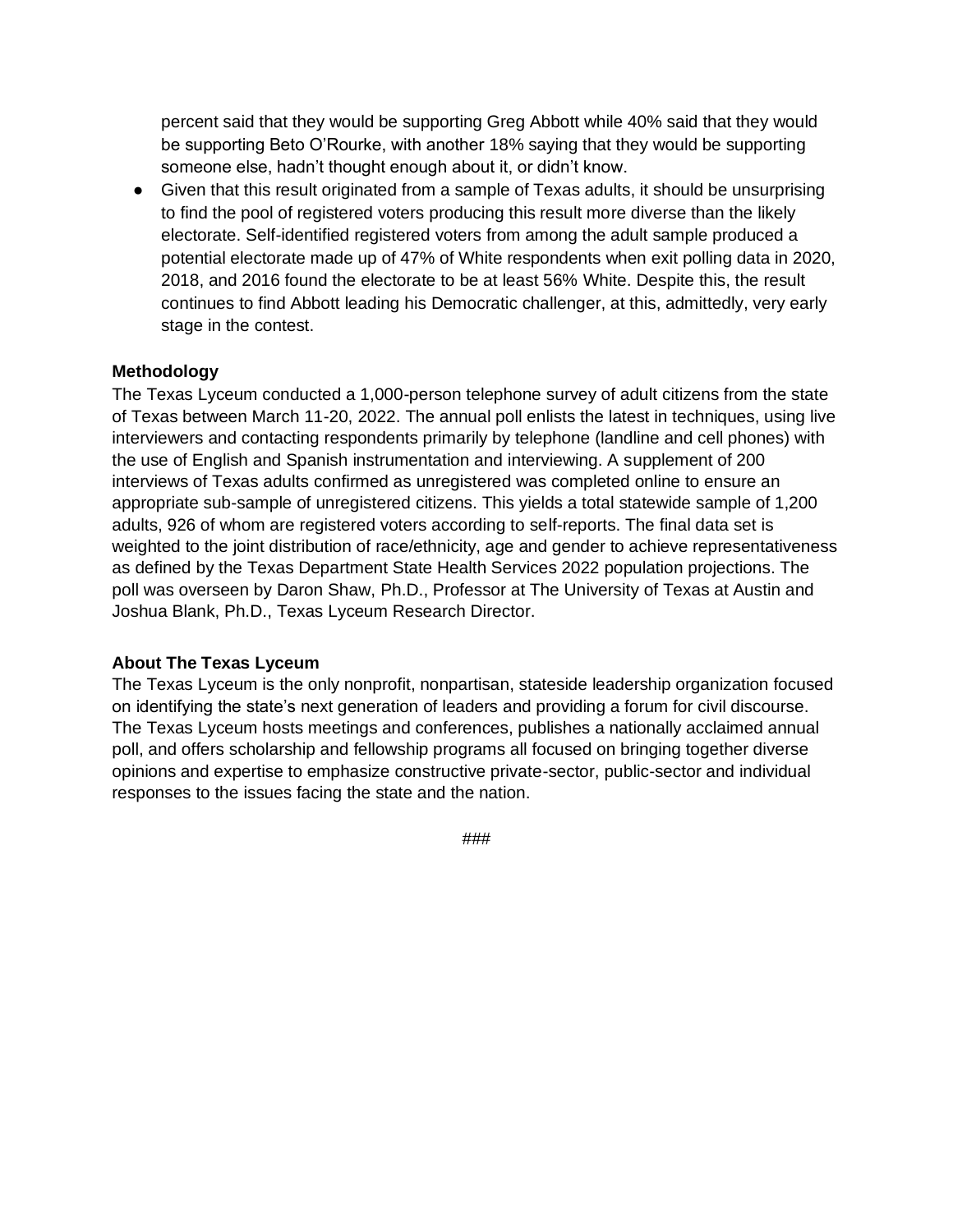percent said that they would be supporting Greg Abbott while 40% said that they would be supporting Beto O'Rourke, with another 18% saying that they would be supporting someone else, hadn't thought enough about it, or didn't know.

- Given that this result originated from a sample of Texas adults, it should be unsurprising to find the pool of registered voters producing this result more diverse than the likely electorate. Self-identified registered voters from among the adult sample produced a potential electorate made up of 47% of White respondents when exit polling data in 2020, 2018, and 2016 found the electorate to be at least 56% White. Despite this, the result continues to find Abbott leading his Democratic challenger, at this, admittedly, very early stage in the contest.

**Methodology**

The Texas Lyceum conducted a 1,000-person telephone survey of adult citizens from the state of Texas between March 11-20, 2022. The annual poll enlists the latest in techniques, using live interviewers and contacting respondents primarily by telephone (landline and cell phones) with the use of English and Spanish instrumentation and interviewing. A supplement of 200 interviews of Texas adults confirmed as unregistered was completed online to ensure an appropriate sub-sample of unregistered citizens. This yields a total statewide sample of 1,200 adults, 926 of whom are registered voters according to self-reports. The final data set is weighted to the joint distribution of race/ethnicity, age and gender to achieve representativeness as defined by the Texas Department State Health Services 2022 population projections. The poll was overseen by Daron Shaw, Ph.D., Professor at The University of Texas at Austin and Joshua Blank, Ph.D., Texas Lyceum Research Director.

**About The Texas Lyceum**

The Texas Lyceum is the only nonprofit, nonpartisan, stateside leadership organization focused on identifying the state's next generation of leaders and providing a forum for civil discourse. The Texas Lyceum hosts meetings and conferences, publishes a nationally acclaimed annual poll, and offers scholarship and fellowship programs all focused on bringing together diverse opinions and expertise to emphasize constructive private-sector, public-sector and individual responses to the issues facing the state and the nation.

###